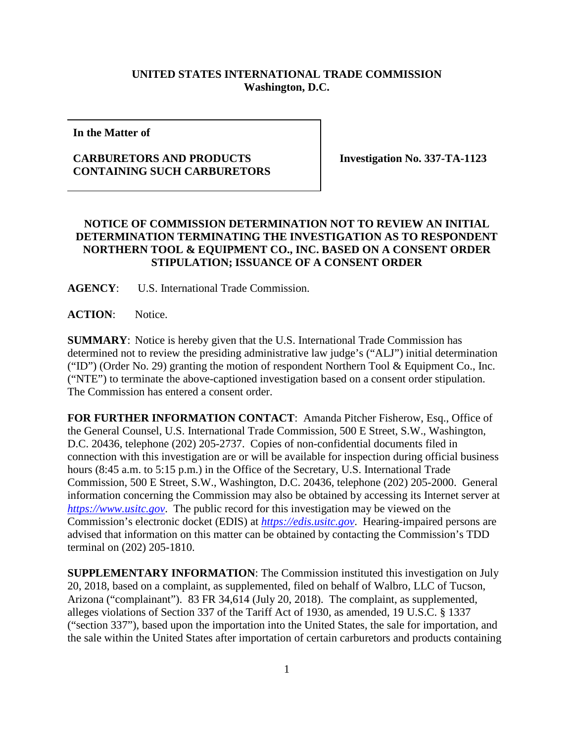**UNITED STATES INTERNATIONAL TRADE COMMISSION**
**Washington, D.C.**

| **In the Matter of**<br><br>**CARBURETORS AND PRODUCTS CONTAINING SUCH CARBURETORS** | **Investigation No. 337-TA-1123** |
|---|---|

**NOTICE OF COMMISSION DETERMINATION NOT TO REVIEW AN INITIAL DETERMINATION TERMINATING THE INVESTIGATION AS TO RESPONDENT NORTHERN TOOL & EQUIPMENT CO., INC. BASED ON A CONSENT ORDER STIPULATION; ISSUANCE OF A CONSENT ORDER**

**AGENCY**: U.S. International Trade Commission.

**ACTION**: Notice.

**SUMMARY**: Notice is hereby given that the U.S. International Trade Commission has determined not to review the presiding administrative law judge's ("ALJ") initial determination ("ID") (Order No. 29) granting the motion of respondent Northern Tool & Equipment Co., Inc. ("NTE") to terminate the above-captioned investigation based on a consent order stipulation. The Commission has entered a consent order.

**FOR FURTHER INFORMATION CONTACT**: Amanda Pitcher Fisherow, Esq., Office of the General Counsel, U.S. International Trade Commission, 500 E Street, S.W., Washington, D.C. 20436, telephone (202) 205-2737. Copies of non-confidential documents filed in connection with this investigation are or will be available for inspection during official business hours (8:45 a.m. to 5:15 p.m.) in the Office of the Secretary, U.S. International Trade Commission, 500 E Street, S.W., Washington, D.C. 20436, telephone (202) 205-2000. General information concerning the Commission may also be obtained by accessing its Internet server at *https://www.usitc.gov*. The public record for this investigation may be viewed on the Commission's electronic docket (EDIS) at *https://edis.usitc.gov*. Hearing-impaired persons are advised that information on this matter can be obtained by contacting the Commission's TDD terminal on (202) 205-1810.

**SUPPLEMENTARY INFORMATION**: The Commission instituted this investigation on July 20, 2018, based on a complaint, as supplemented, filed on behalf of Walbro, LLC of Tucson, Arizona ("complainant"). 83 FR 34,614 (July 20, 2018). The complaint, as supplemented, alleges violations of Section 337 of the Tariff Act of 1930, as amended, 19 U.S.C. § 1337 ("section 337"), based upon the importation into the United States, the sale for importation, and the sale within the United States after importation of certain carburetors and products containing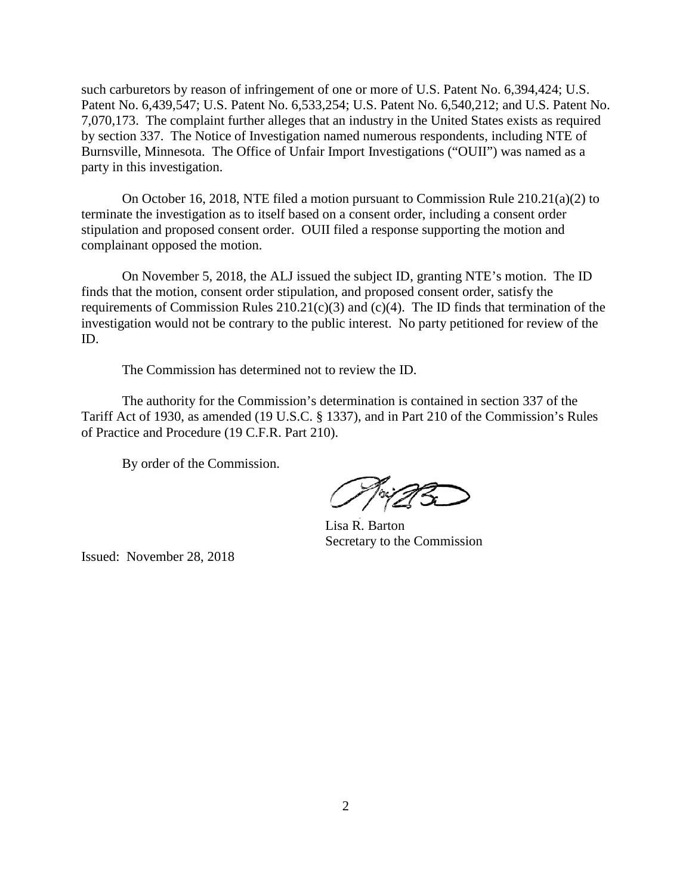such carburetors by reason of infringement of one or more of U.S. Patent No. 6,394,424; U.S. Patent No. 6,439,547; U.S. Patent No. 6,533,254; U.S. Patent No. 6,540,212; and U.S. Patent No. 7,070,173. The complaint further alleges that an industry in the United States exists as required by section 337. The Notice of Investigation named numerous respondents, including NTE of Burnsville, Minnesota. The Office of Unfair Import Investigations ("OUII") was named as a party in this investigation.

On October 16, 2018, NTE filed a motion pursuant to Commission Rule 210.21(a)(2) to terminate the investigation as to itself based on a consent order, including a consent order stipulation and proposed consent order. OUII filed a response supporting the motion and complainant opposed the motion.

On November 5, 2018, the ALJ issued the subject ID, granting NTE's motion. The ID finds that the motion, consent order stipulation, and proposed consent order, satisfy the requirements of Commission Rules 210.21(c)(3) and (c)(4). The ID finds that termination of the investigation would not be contrary to the public interest. No party petitioned for review of the ID.

The Commission has determined not to review the ID.

The authority for the Commission's determination is contained in section 337 of the Tariff Act of 1930, as amended (19 U.S.C. § 1337), and in Part 210 of the Commission's Rules of Practice and Procedure (19 C.F.R. Part 210).

By order of the Commission.

Lisa R. Barton
Secretary to the Commission

Issued: November 28, 2018